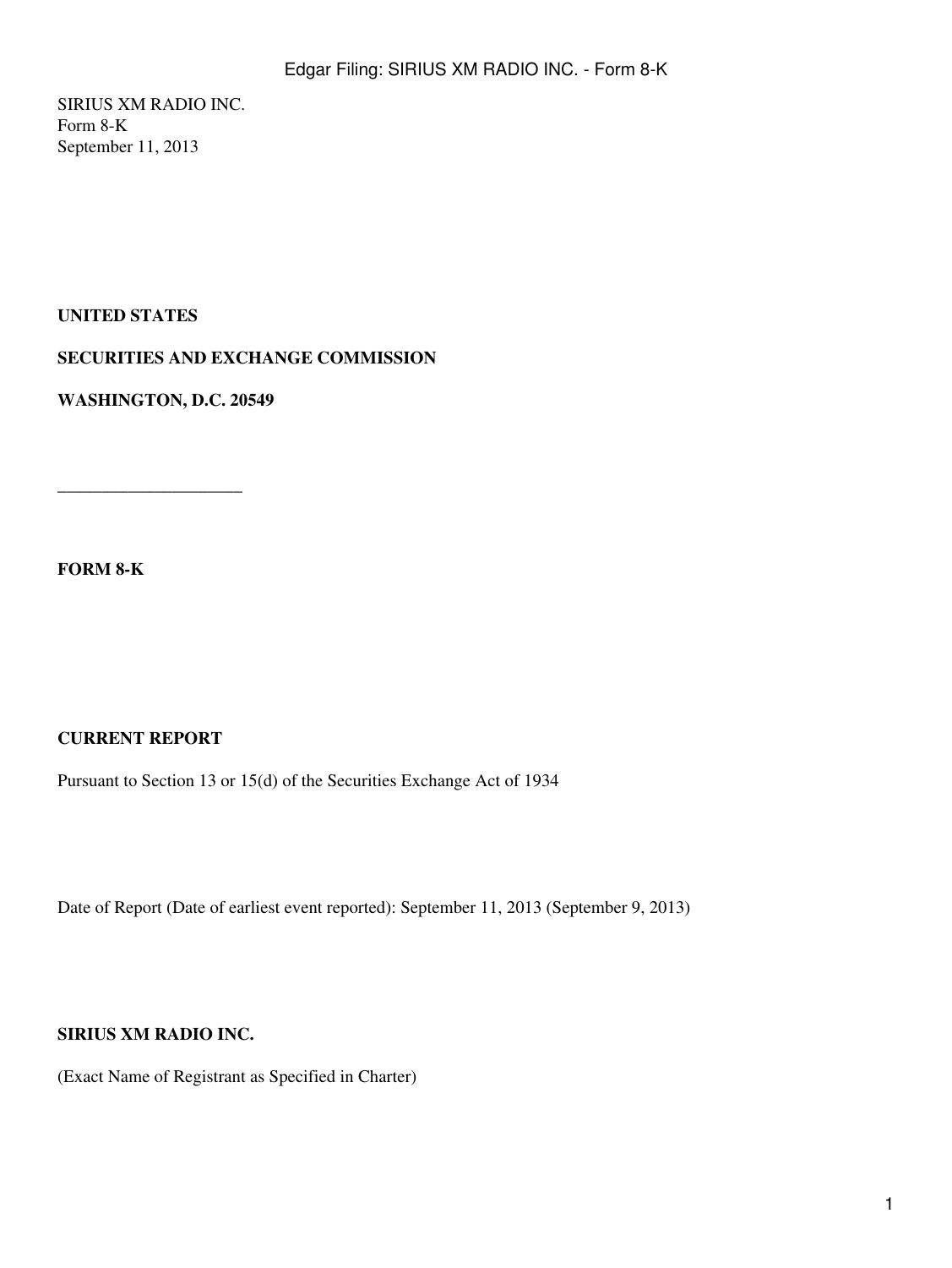SIRIUS XM RADIO INC.
Form 8-K
September 11, 2013

**UNITED STATES**

**SECURITIES AND EXCHANGE COMMISSION**

**WASHINGTON, D.C. 20549**

---

**FORM 8-K**

**CURRENT REPORT**

Pursuant to Section 13 or 15(d) of the Securities Exchange Act of 1934

Date of Report (Date of earliest event reported): September 11, 2013 (September 9, 2013)

**SIRIUS XM RADIO INC.**

(Exact Name of Registrant as Specified in Charter)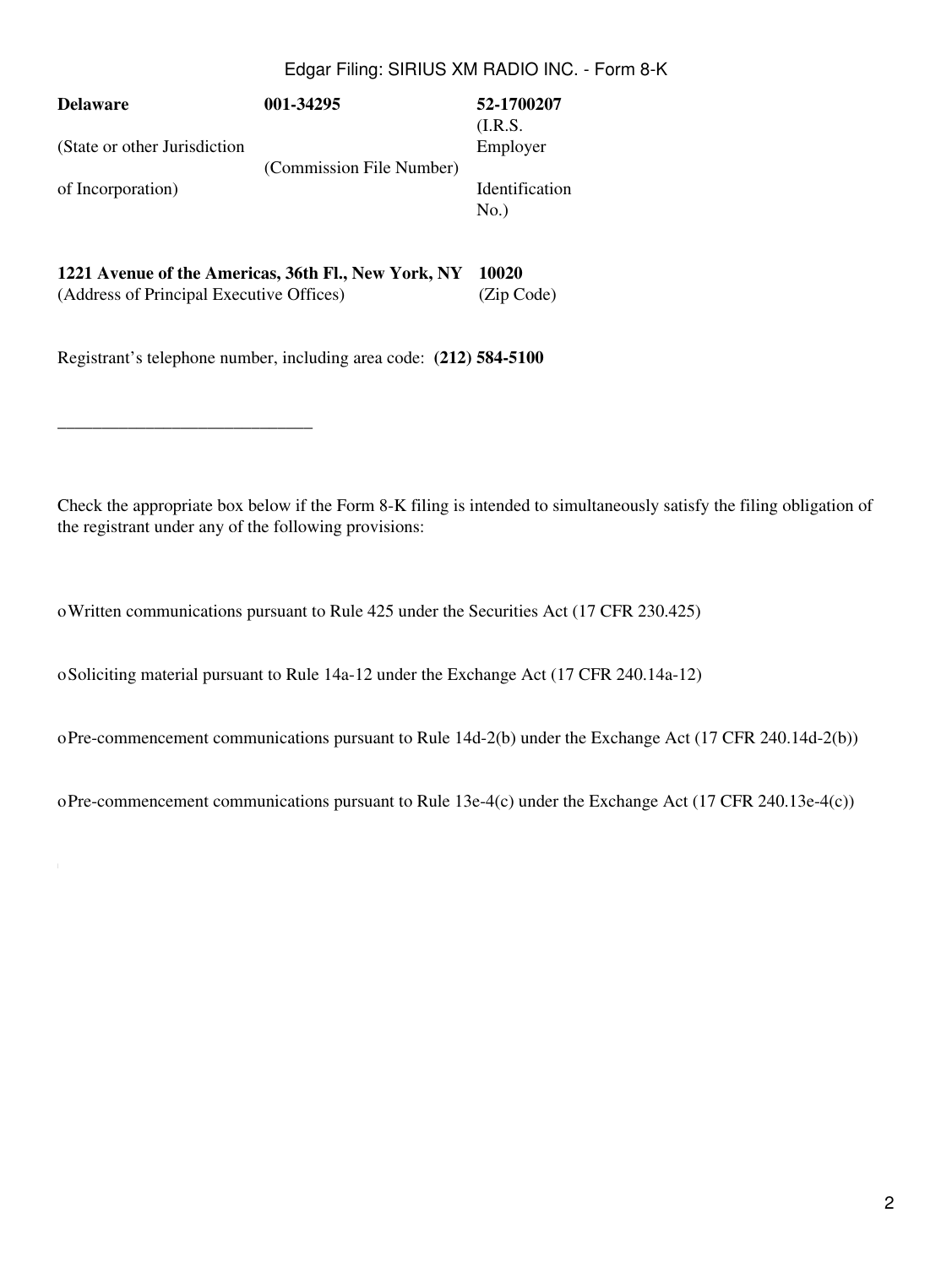| **Delaware** | **001-34295** | **52-1700207** |
|---|---|---|
| (State or other Jurisdiction of Incorporation) | (Commission File Number) | (I.R.S. Employer Identification No.) |

| **1221 Avenue of the Americas, 36th Fl., New York, NY** | **10020** |
|---|---|
| (Address of Principal Executive Offices) | (Zip Code) |

Registrant's telephone number, including area code: **(212) 584-5100**

\_\_\_\_\_\_\_\_\_\_\_\_\_\_\_\_\_\_\_\_\_\_\_\_\_\_\_\_\_\_

Check the appropriate box below if the Form 8-K filing is intended to simultaneously satisfy the filing obligation of the registrant under any of the following provisions:

o Written communications pursuant to Rule 425 under the Securities Act (17 CFR 230.425)

o Soliciting material pursuant to Rule 14a-12 under the Exchange Act (17 CFR 240.14a-12)

o Pre-commencement communications pursuant to Rule 14d-2(b) under the Exchange Act (17 CFR 240.14d-2(b))

o Pre-commencement communications pursuant to Rule 13e-4(c) under the Exchange Act (17 CFR 240.13e-4(c))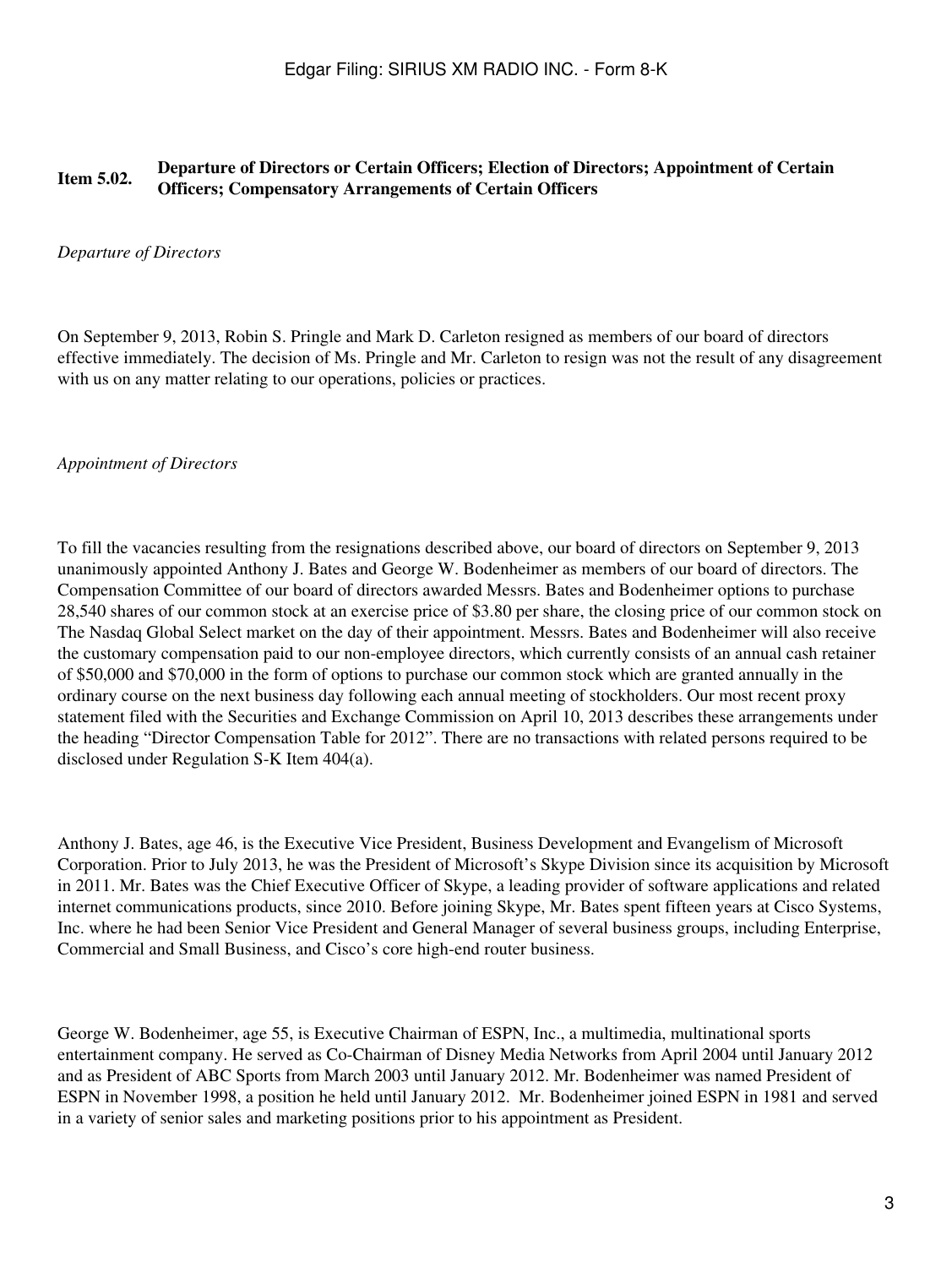**Item 5.02. Departure of Directors or Certain Officers; Election of Directors; Appointment of Certain Officers; Compensatory Arrangements of Certain Officers**

*Departure of Directors*

On September 9, 2013, Robin S. Pringle and Mark D. Carleton resigned as members of our board of directors effective immediately. The decision of Ms. Pringle and Mr. Carleton to resign was not the result of any disagreement with us on any matter relating to our operations, policies or practices.

*Appointment of Directors*

To fill the vacancies resulting from the resignations described above, our board of directors on September 9, 2013 unanimously appointed Anthony J. Bates and George W. Bodenheimer as members of our board of directors. The Compensation Committee of our board of directors awarded Messrs. Bates and Bodenheimer options to purchase 28,540 shares of our common stock at an exercise price of $3.80 per share, the closing price of our common stock on The Nasdaq Global Select market on the day of their appointment. Messrs. Bates and Bodenheimer will also receive the customary compensation paid to our non-employee directors, which currently consists of an annual cash retainer of $50,000 and $70,000 in the form of options to purchase our common stock which are granted annually in the ordinary course on the next business day following each annual meeting of stockholders. Our most recent proxy statement filed with the Securities and Exchange Commission on April 10, 2013 describes these arrangements under the heading “Director Compensation Table for 2012”. There are no transactions with related persons required to be disclosed under Regulation S-K Item 404(a).

Anthony J. Bates, age 46, is the Executive Vice President, Business Development and Evangelism of Microsoft Corporation. Prior to July 2013, he was the President of Microsoft’s Skype Division since its acquisition by Microsoft in 2011. Mr. Bates was the Chief Executive Officer of Skype, a leading provider of software applications and related internet communications products, since 2010. Before joining Skype, Mr. Bates spent fifteen years at Cisco Systems, Inc. where he had been Senior Vice President and General Manager of several business groups, including Enterprise, Commercial and Small Business, and Cisco’s core high-end router business.

George W. Bodenheimer, age 55, is Executive Chairman of ESPN, Inc., a multimedia, multinational sports entertainment company. He served as Co-Chairman of Disney Media Networks from April 2004 until January 2012 and as President of ABC Sports from March 2003 until January 2012. Mr. Bodenheimer was named President of ESPN in November 1998, a position he held until January 2012. Mr. Bodenheimer joined ESPN in 1981 and served in a variety of senior sales and marketing positions prior to his appointment as President.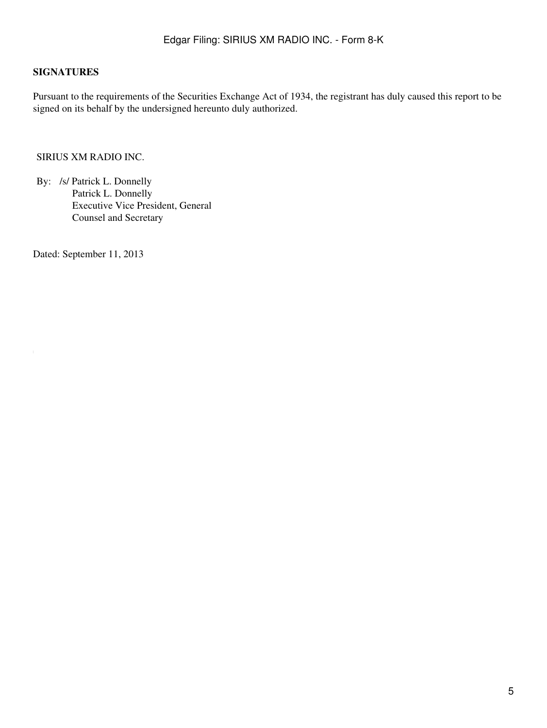**SIGNATURES**

Pursuant to the requirements of the Securities Exchange Act of 1934, the registrant has duly caused this report to be signed on its behalf by the undersigned hereunto duly authorized.

SIRIUS XM RADIO INC.

By: /s/ Patrick L. Donnelly
Patrick L. Donnelly
Executive Vice President, General Counsel and Secretary

Dated: September 11, 2013